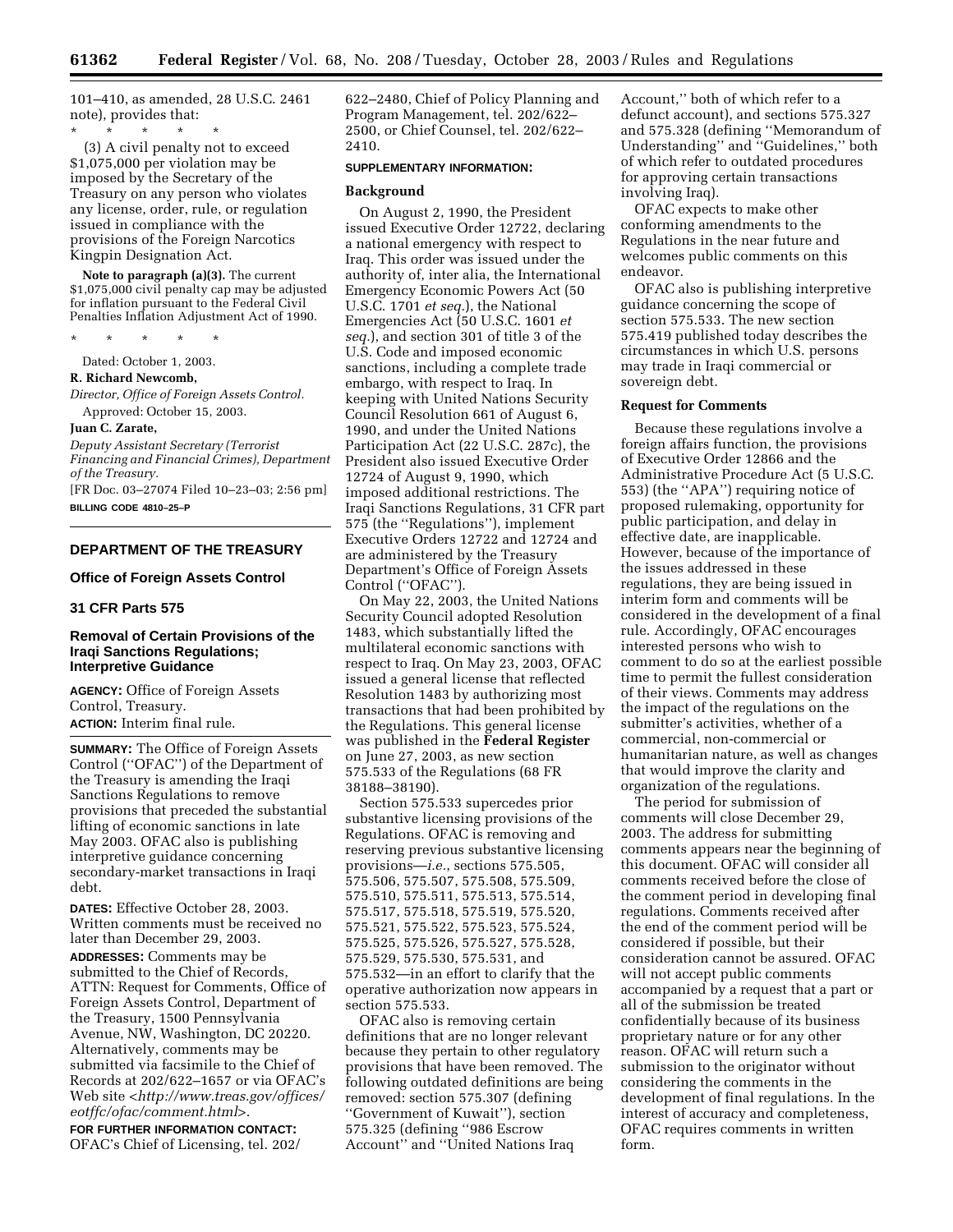101–410, as amended, 28 U.S.C. 2461 note), provides that:

\* \* \* \* \*

(3) A civil penalty not to exceed $1,075,000 per violation may be imposed by the Secretary of the Treasury on any person who violates any license, order, rule, or regulation issued in compliance with the provisions of the Foreign Narcotics Kingpin Designation Act.

**Note to paragraph (a)(3).** The current $1,075,000 civil penalty cap may be adjusted for inflation pursuant to the Federal Civil Penalties Inflation Adjustment Act of 1990.

\* \* \* \* \*

Dated: October 1, 2003.

**R. Richard Newcomb,**

*Director, Office of Foreign Assets Control.*

Approved: October 15, 2003.

**Juan C. Zarate,**

*Deputy Assistant Secretary (Terrorist Financing and Financial Crimes), Department of the Treasury.*

[FR Doc. 03–27074 Filed 10–23–03; 2:56 pm]

**BILLING CODE 4810–25–P**

---

## DEPARTMENT OF THE TREASURY

### Office of Foreign Assets Control

### 31 CFR Parts 575

### Removal of Certain Provisions of the Iraqi Sanctions Regulations; Interpretive Guidance

**AGENCY:** Office of Foreign Assets Control, Treasury.

**ACTION:** Interim final rule.

**SUMMARY:** The Office of Foreign Assets Control (''OFAC'') of the Department of the Treasury is amending the Iraqi Sanctions Regulations to remove provisions that preceded the substantial lifting of economic sanctions in late May 2003. OFAC also is publishing interpretive guidance concerning secondary-market transactions in Iraqi debt.

**DATES:** Effective October 28, 2003. Written comments must be received no later than December 29, 2003.

**ADDRESSES:** Comments may be submitted to the Chief of Records, ATTN: Request for Comments, Office of Foreign Assets Control, Department of the Treasury, 1500 Pennsylvania Avenue, NW, Washington, DC 20220. Alternatively, comments may be submitted via facsimile to the Chief of Records at 202/622–1657 or via OFAC's Web site <*http://www.treas.gov/offices/eotffc/ofac/comment.html*>.

**FOR FURTHER INFORMATION CONTACT:** OFAC's Chief of Licensing, tel. 202/622–2480, Chief of Policy Planning and Program Management, tel. 202/622–2500, or Chief Counsel, tel. 202/622–2410.

**SUPPLEMENTARY INFORMATION:**

**Background**

On August 2, 1990, the President issued Executive Order 12722, declaring a national emergency with respect to Iraq. This order was issued under the authority of, inter alia, the International Emergency Economic Powers Act (50 U.S.C. 1701 *et seq.*), the National Emergencies Act (50 U.S.C. 1601 *et seq.*), and section 301 of title 3 of the U.S. Code and imposed economic sanctions, including a complete trade embargo, with respect to Iraq. In keeping with United Nations Security Council Resolution 661 of August 6, 1990, and under the United Nations Participation Act (22 U.S.C. 287c), the President also issued Executive Order 12724 of August 9, 1990, which imposed additional restrictions. The Iraqi Sanctions Regulations, 31 CFR part 575 (the ''Regulations''), implement Executive Orders 12722 and 12724 and are administered by the Treasury Department's Office of Foreign Assets Control (''OFAC'').

On May 22, 2003, the United Nations Security Council adopted Resolution 1483, which substantially lifted the multilateral economic sanctions with respect to Iraq. On May 23, 2003, OFAC issued a general license that reflected Resolution 1483 by authorizing most transactions that had been prohibited by the Regulations. This general license was published in the **Federal Register** on June 27, 2003, as new section 575.533 of the Regulations (68 FR 38188–38190).

Section 575.533 supercedes prior substantive licensing provisions of the Regulations. OFAC is removing and reserving previous substantive licensing provisions—*i.e.*, sections 575.505, 575.506, 575.507, 575.508, 575.509, 575.510, 575.511, 575.513, 575.514, 575.517, 575.518, 575.519, 575.520, 575.521, 575.522, 575.523, 575.524, 575.525, 575.526, 575.527, 575.528, 575.529, 575.530, 575.531, and 575.532—in an effort to clarify that the operative authorization now appears in section 575.533.

OFAC also is removing certain definitions that are no longer relevant because they pertain to other regulatory provisions that have been removed. The following outdated definitions are being removed: section 575.307 (defining ''Government of Kuwait''), section 575.325 (defining ''986 Escrow Account'' and ''United Nations Iraq Account,'' both of which refer to a defunct account), and sections 575.327 and 575.328 (defining ''Memorandum of Understanding'' and ''Guidelines,'' both of which refer to outdated procedures for approving certain transactions involving Iraq).

OFAC expects to make other conforming amendments to the Regulations in the near future and welcomes public comments on this endeavor.

OFAC also is publishing interpretive guidance concerning the scope of section 575.533. The new section 575.419 published today describes the circumstances in which U.S. persons may trade in Iraqi commercial or sovereign debt.

**Request for Comments**

Because these regulations involve a foreign affairs function, the provisions of Executive Order 12866 and the Administrative Procedure Act (5 U.S.C. 553) (the ''APA'') requiring notice of proposed rulemaking, opportunity for public participation, and delay in effective date, are inapplicable. However, because of the importance of the issues addressed in these regulations, they are being issued in interim form and comments will be considered in the development of a final rule. Accordingly, OFAC encourages interested persons who wish to comment to do so at the earliest possible time to permit the fullest consideration of their views. Comments may address the impact of the regulations on the submitter's activities, whether of a commercial, non-commercial or humanitarian nature, as well as changes that would improve the clarity and organization of the regulations.

The period for submission of comments will close December 29, 2003. The address for submitting comments appears near the beginning of this document. OFAC will consider all comments received before the close of the comment period in developing final regulations. Comments received after the end of the comment period will be considered if possible, but their consideration cannot be assured. OFAC will not accept public comments accompanied by a request that a part or all of the submission be treated confidentially because of its business proprietary nature or for any other reason. OFAC will return such a submission to the originator without considering the comments in the development of final regulations. In the interest of accuracy and completeness, OFAC requires comments in written form.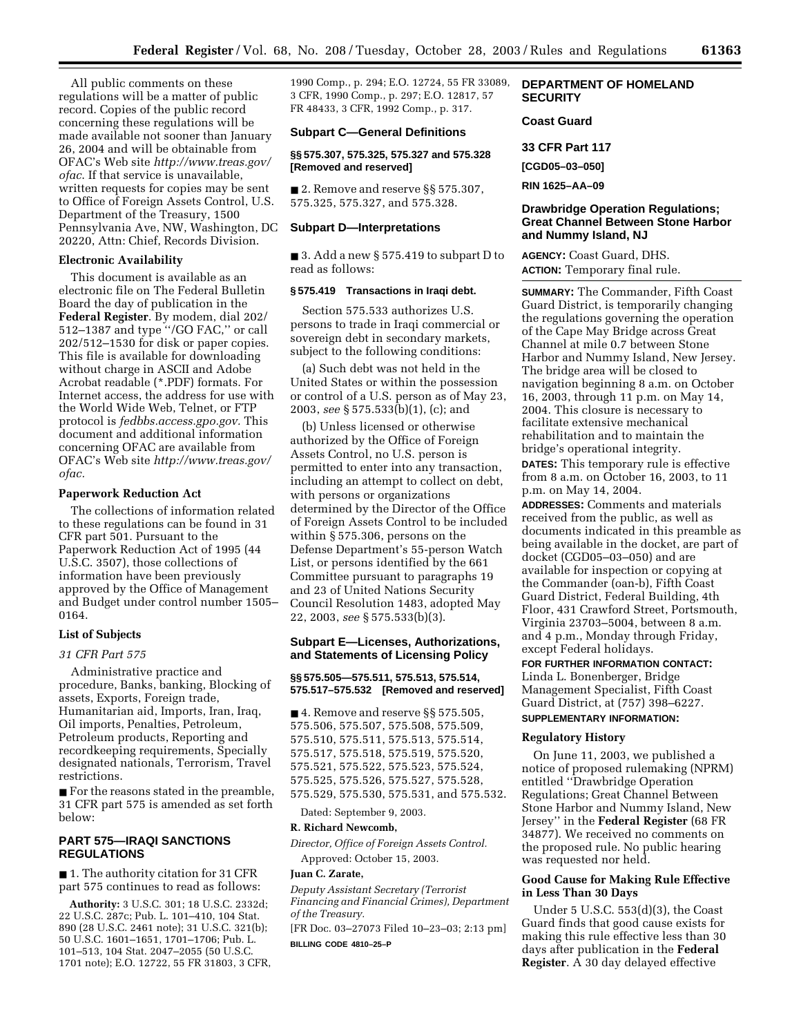All public comments on these regulations will be a matter of public record. Copies of the public record concerning these regulations will be made available not sooner than January 26, 2004 and will be obtainable from OFAC's Web site *http://www.treas.gov/ofac*. If that service is unavailable, written requests for copies may be sent to Office of Foreign Assets Control, U.S. Department of the Treasury, 1500 Pennsylvania Ave, NW, Washington, DC 20220, Attn: Chief, Records Division.

### Electronic Availability

This document is available as an electronic file on The Federal Bulletin Board the day of publication in the **Federal Register**. By modem, dial 202/512–1387 and type ''/GO FAC,'' or call 202/512–1530 for disk or paper copies. This file is available for downloading without charge in ASCII and Adobe Acrobat readable (*.PDF) formats. For Internet access, the address for use with the World Wide Web, Telnet, or FTP protocol is *fedbbs.access.gpo.gov*. This document and additional information concerning OFAC are available from OFAC's Web site *http://www.treas.gov/ofac*.

### Paperwork Reduction Act

The collections of information related to these regulations can be found in 31 CFR part 501. Pursuant to the Paperwork Reduction Act of 1995 (44 U.S.C. 3507), those collections of information have been previously approved by the Office of Management and Budget under control number 1505–0164.

### List of Subjects

*31 CFR Part 575*

Administrative practice and procedure, Banks, banking, Blocking of assets, Exports, Foreign trade, Humanitarian aid, Imports, Iran, Iraq, Oil imports, Penalties, Petroleum, Petroleum products, Reporting and recordkeeping requirements, Specially designated nationals, Terrorism, Travel restrictions.

■ For the reasons stated in the preamble, 31 CFR part 575 is amended as set forth below:

## PART 575—IRAQI SANCTIONS REGULATIONS

■ 1. The authority citation for 31 CFR part 575 continues to read as follows:

**Authority:** 3 U.S.C. 301; 18 U.S.C. 2332d; 22 U.S.C. 287c; Pub. L. 101–410, 104 Stat. 890 (28 U.S.C. 2461 note); 31 U.S.C. 321(b); 50 U.S.C. 1601–1651, 1701–1706; Pub. L. 101–513, 104 Stat. 2047–2055 (50 U.S.C. 1701 note); E.O. 12722, 55 FR 31803, 3 CFR, 1990 Comp., p. 294; E.O. 12724, 55 FR 33089, 3 CFR, 1990 Comp., p. 297; E.O. 12817, 57 FR 48433, 3 CFR, 1992 Comp., p. 317.

### Subpart C—General Definitions

#### §§ 575.307, 575.325, 575.327 and 575.328 [Removed and reserved]

■ 2. Remove and reserve §§ 575.307, 575.325, 575.327, and 575.328.

### Subpart D—Interpretations

■ 3. Add a new § 575.419 to subpart D to read as follows:

#### § 575.419 Transactions in Iraqi debt.

Section 575.533 authorizes U.S. persons to trade in Iraqi commercial or sovereign debt in secondary markets, subject to the following conditions:

(a) Such debt was not held in the United States or within the possession or control of a U.S. person as of May 23, 2003, *see* § 575.533(b)(1), (c); and

(b) Unless licensed or otherwise authorized by the Office of Foreign Assets Control, no U.S. person is permitted to enter into any transaction, including an attempt to collect on debt, with persons or organizations determined by the Director of the Office of Foreign Assets Control to be included within § 575.306, persons on the Defense Department's 55-person Watch List, or persons identified by the 661 Committee pursuant to paragraphs 19 and 23 of United Nations Security Council Resolution 1483, adopted May 22, 2003, *see* § 575.533(b)(3).

### Subpart E—Licenses, Authorizations, and Statements of Licensing Policy

#### §§ 575.505—575.511, 575.513, 575.514, 575.517–575.532 [Removed and reserved]

■ 4. Remove and reserve §§ 575.505, 575.506, 575.507, 575.508, 575.509, 575.510, 575.511, 575.513, 575.514, 575.517, 575.518, 575.519, 575.520, 575.521, 575.522, 575.523, 575.524, 575.525, 575.526, 575.527, 575.528, 575.529, 575.530, 575.531, and 575.532.

Dated: September 9, 2003.

**R. Richard Newcomb,**

*Director, Office of Foreign Assets Control.*

Approved: October 15, 2003.

**Juan C. Zarate,**

*Deputy Assistant Secretary (Terrorist Financing and Financial Crimes), Department of the Treasury.*

[FR Doc. 03–27073 Filed 10–23–03; 2:13 pm]

**BILLING CODE 4810–25–P**

## DEPARTMENT OF HOMELAND SECURITY

### Coast Guard

### 33 CFR Part 117

**[CGD05–03–050]**

**RIN 1625–AA–09**

## Drawbridge Operation Regulations; Great Channel Between Stone Harbor and Nummy Island, NJ

**AGENCY:** Coast Guard, DHS.

**ACTION:** Temporary final rule.

**SUMMARY:** The Commander, Fifth Coast Guard District, is temporarily changing the regulations governing the operation of the Cape May Bridge across Great Channel at mile 0.7 between Stone Harbor and Nummy Island, New Jersey. The bridge area will be closed to navigation beginning 8 a.m. on October 16, 2003, through 11 p.m. on May 14, 2004. This closure is necessary to facilitate extensive mechanical rehabilitation and to maintain the bridge's operational integrity.

**DATES:** This temporary rule is effective from 8 a.m. on October 16, 2003, to 11 p.m. on May 14, 2004.

**ADDRESSES:** Comments and materials received from the public, as well as documents indicated in this preamble as being available in the docket, are part of docket (CGD05–03–050) and are available for inspection or copying at the Commander (oan-b), Fifth Coast Guard District, Federal Building, 4th Floor, 431 Crawford Street, Portsmouth, Virginia 23703–5004, between 8 a.m. and 4 p.m., Monday through Friday, except Federal holidays.

**FOR FURTHER INFORMATION CONTACT:** Linda L. Bonenberger, Bridge Management Specialist, Fifth Coast Guard District, at (757) 398–6227.

**SUPPLEMENTARY INFORMATION:**

### Regulatory History

On June 11, 2003, we published a notice of proposed rulemaking (NPRM) entitled ''Drawbridge Operation Regulations; Great Channel Between Stone Harbor and Nummy Island, New Jersey'' in the **Federal Register** (68 FR 34877). We received no comments on the proposed rule. No public hearing was requested nor held.

### Good Cause for Making Rule Effective in Less Than 30 Days

Under 5 U.S.C. 553(d)(3), the Coast Guard finds that good cause exists for making this rule effective less than 30 days after publication in the **Federal Register**. A 30 day delayed effective